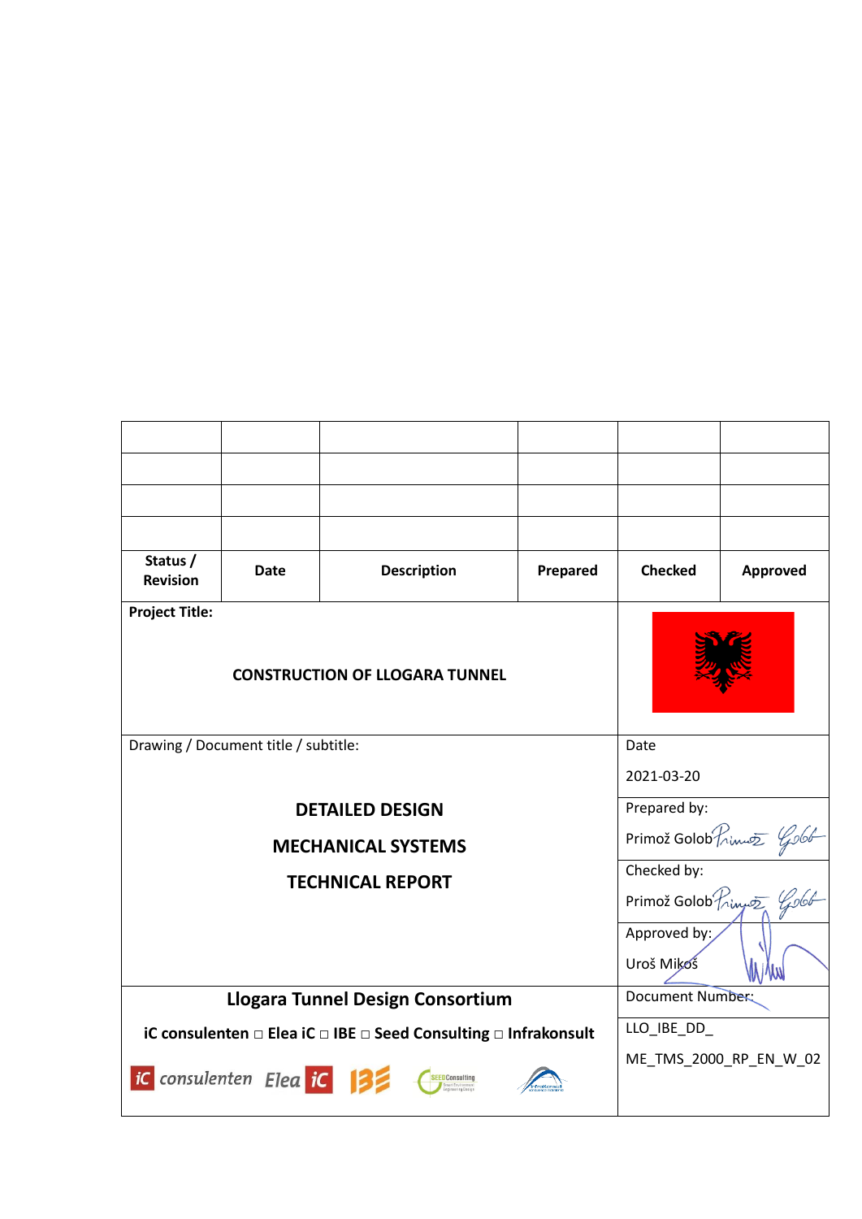| | | | | | |
|---|---|---|---|---|---|
| | | | | | |
| | | | | | |
| | | | | | |
| | | | | | |
| **Status / Revision** | **Date** | **Description** | **Prepared** | **Checked** | **Approved** |

**Project Title:**

**CONSTRUCTION OF LLOGARA TUNNEL**

Drawing / Document title / subtitle:

**DETAILED DESIGN**

**MECHANICAL SYSTEMS**

**TECHNICAL REPORT**

| | |
|---|---|
| Date | 2021-03-20 |
| Prepared by: | Primož Golob |
| Checked by: | Primož Golob |
| Approved by: | Uroš Mikoš |
| Document Number: | LLO_IBE_DD_ ME_TMS_2000_RP_EN_W_02 |

**Llogara Tunnel Design Consortium**

**iC consulenten □ Elea iC □ IBE □ Seed Consulting □ Infrakonsult**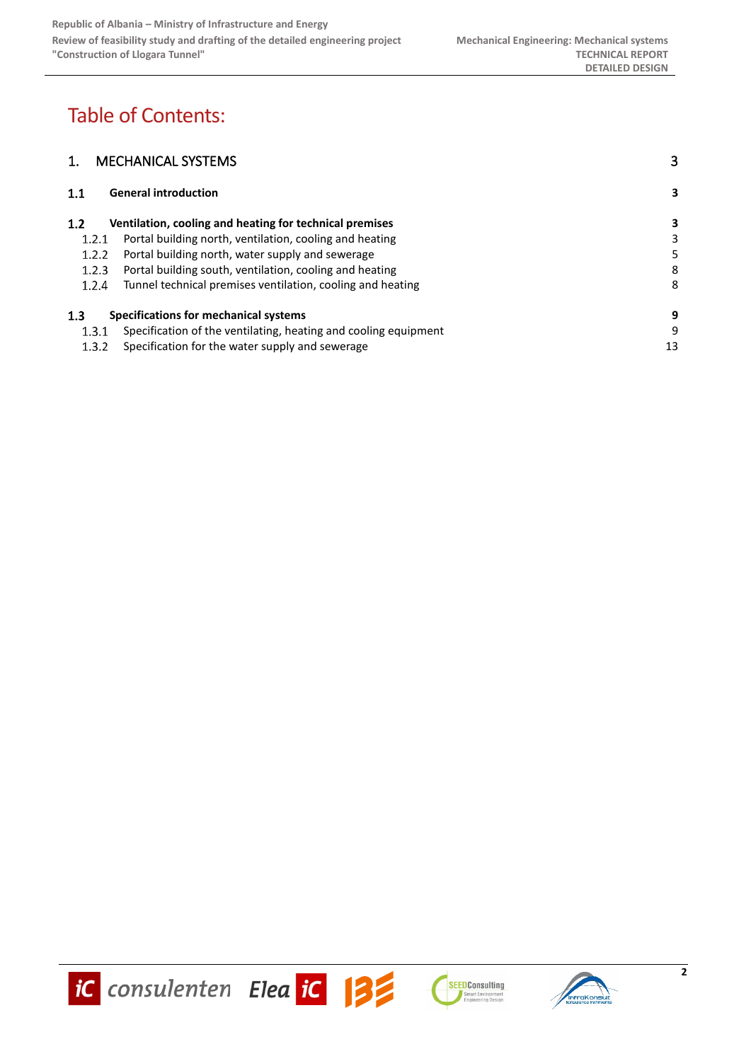# Table of Contents:

| | | |
|---|---|---|
| 1. | MECHANICAL SYSTEMS | 3 |
| **1.1** | **General introduction** | **3** |
| **1.2** | **Ventilation, cooling and heating for technical premises** | **3** |
| 1.2.1 | Portal building north, ventilation, cooling and heating | 3 |
| 1.2.2 | Portal building north, water supply and sewerage | 5 |
| 1.2.3 | Portal building south, ventilation, cooling and heating | 8 |
| 1.2.4 | Tunnel technical premises ventilation, cooling and heating | 8 |
| **1.3** | **Specifications for mechanical systems** | **9** |
| 1.3.1 | Specification of the ventilating, heating and cooling equipment | 9 |
| 1.3.2 | Specification for the water supply and sewerage | 13 |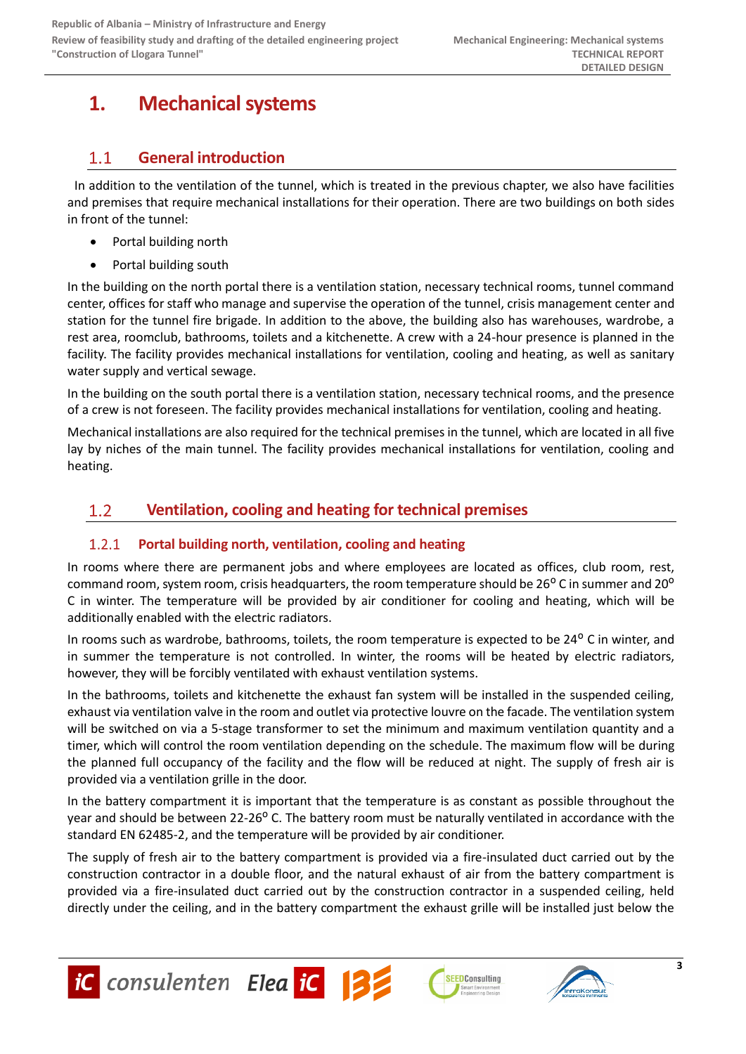# 1. Mechanical systems

## 1.1 General introduction

In addition to the ventilation of the tunnel, which is treated in the previous chapter, we also have facilities and premises that require mechanical installations for their operation. There are two buildings on both sides in front of the tunnel:

- Portal building north
- Portal building south

In the building on the north portal there is a ventilation station, necessary technical rooms, tunnel command center, offices for staff who manage and supervise the operation of the tunnel, crisis management center and station for the tunnel fire brigade. In addition to the above, the building also has warehouses, wardrobe, a rest area, roomclub, bathrooms, toilets and a kitchenette. A crew with a 24-hour presence is planned in the facility. The facility provides mechanical installations for ventilation, cooling and heating, as well as sanitary water supply and vertical sewage.

In the building on the south portal there is a ventilation station, necessary technical rooms, and the presence of a crew is not foreseen. The facility provides mechanical installations for ventilation, cooling and heating.

Mechanical installations are also required for the technical premises in the tunnel, which are located in all five lay by niches of the main tunnel. The facility provides mechanical installations for ventilation, cooling and heating.

## 1.2 Ventilation, cooling and heating for technical premises

### 1.2.1 Portal building north, ventilation, cooling and heating

In rooms where there are permanent jobs and where employees are located as offices, club room, rest, command room, system room, crisis headquarters, the room temperature should be 26° C in summer and 20° C in winter. The temperature will be provided by air conditioner for cooling and heating, which will be additionally enabled with the electric radiators.

In rooms such as wardrobe, bathrooms, toilets, the room temperature is expected to be 24° C in winter, and in summer the temperature is not controlled. In winter, the rooms will be heated by electric radiators, however, they will be forcibly ventilated with exhaust ventilation systems.

In the bathrooms, toilets and kitchenette the exhaust fan system will be installed in the suspended ceiling, exhaust via ventilation valve in the room and outlet via protective louvre on the facade. The ventilation system will be switched on via a 5-stage transformer to set the minimum and maximum ventilation quantity and a timer, which will control the room ventilation depending on the schedule. The maximum flow will be during the planned full occupancy of the facility and the flow will be reduced at night. The supply of fresh air is provided via a ventilation grille in the door.

In the battery compartment it is important that the temperature is as constant as possible throughout the year and should be between 22-26° C. The battery room must be naturally ventilated in accordance with the standard EN 62485-2, and the temperature will be provided by air conditioner.

The supply of fresh air to the battery compartment is provided via a fire-insulated duct carried out by the construction contractor in a double floor, and the natural exhaust of air from the battery compartment is provided via a fire-insulated duct carried out by the construction contractor in a suspended ceiling, held directly under the ceiling, and in the battery compartment the exhaust grille will be installed just below the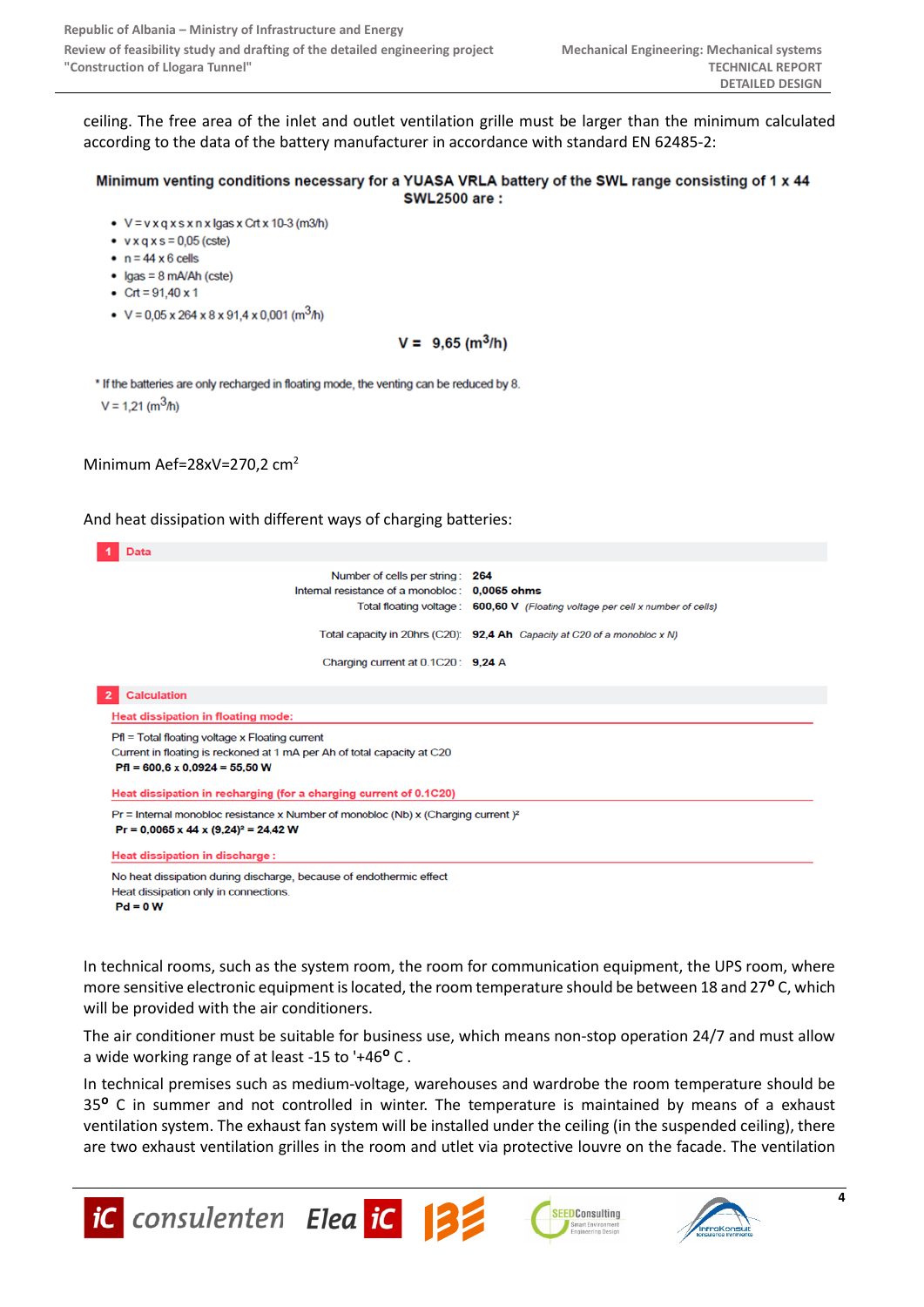ceiling. The free area of the inlet and outlet ventilation grille must be larger than the minimum calculated according to the data of the battery manufacturer in accordance with standard EN 62485-2:

**Minimum venting conditions necessary for a YUASA VRLA battery of the SWL range consisting of 1 x 44 SWL2500 are :**

- V = v x q x s x n x Igas x Crt x 10-3 (m3/h)
- v x q x s = 0,05 (cste)
- n = 44 x 6 cells
- Igas = 8 mA/Ah (cste)
- Crt = 91,40 x 1
- V = 0,05 x 264 x 8 x 91,4 x 0,001 ($m^3/h$)

**V = 9,65 ($m^3/h$)**

\* If the batteries are only recharged in floating mode, the venting can be reduced by 8.

V = 1,21 ($m^3/h$)

Minimum Aef=28xV=270,2 $cm^2$

And heat dissipation with different ways of charging batteries:

**1 Data**

| | |
|---|---|
| Number of cells per string : | **264** |
| Internal resistance of a monobloc : | **0,0065 ohms** |
| Total floating voltage : | **600,60 V** *(Floating voltage per cell x number of cells)* |
| Total capacity in 20hrs (C20): | **92,4 Ah** *Capacity at C20 of a monobloc x N)* |
| Charging current at 0.1C20 : | **9,24** A |

**2 Calculation**

**Heat dissipation in floating mode:**

Pfl = Total floating voltage x Floating current
Current in floating is reckoned at 1 mA per Ah of total capacity at C20
**Pfl = 600,6 x 0,0924 = 55,50 W**

**Heat dissipation in recharging (for a charging current of 0.1C20)**

Pr = Internal monobloc resistance x Number of monobloc (Nb) x (Charging current )²
**Pr = 0,0065 x 44 x (9,24)² = 24,42 W**

**Heat dissipation in discharge :**

No heat dissipation during discharge, because of endothermic effect
Heat dissipation only in connections.
**Pd = 0 W**

In technical rooms, such as the system room, the room for communication equipment, the UPS room, where more sensitive electronic equipment is located, the room temperature should be between 18 and 27**°** C, which will be provided with the air conditioners.

The air conditioner must be suitable for business use, which means non-stop operation 24/7 and must allow a wide working range of at least -15 to '+46**°** C .

In technical premises such as medium-voltage, warehouses and wardrobe the room temperature should be 35**°** C in summer and not controlled in winter. The temperature is maintained by means of a exhaust ventilation system. The exhaust fan system will be installed under the ceiling (in the suspended ceiling), there are two exhaust ventilation grilles in the room and utlet via protective louvre on the facade. The ventilation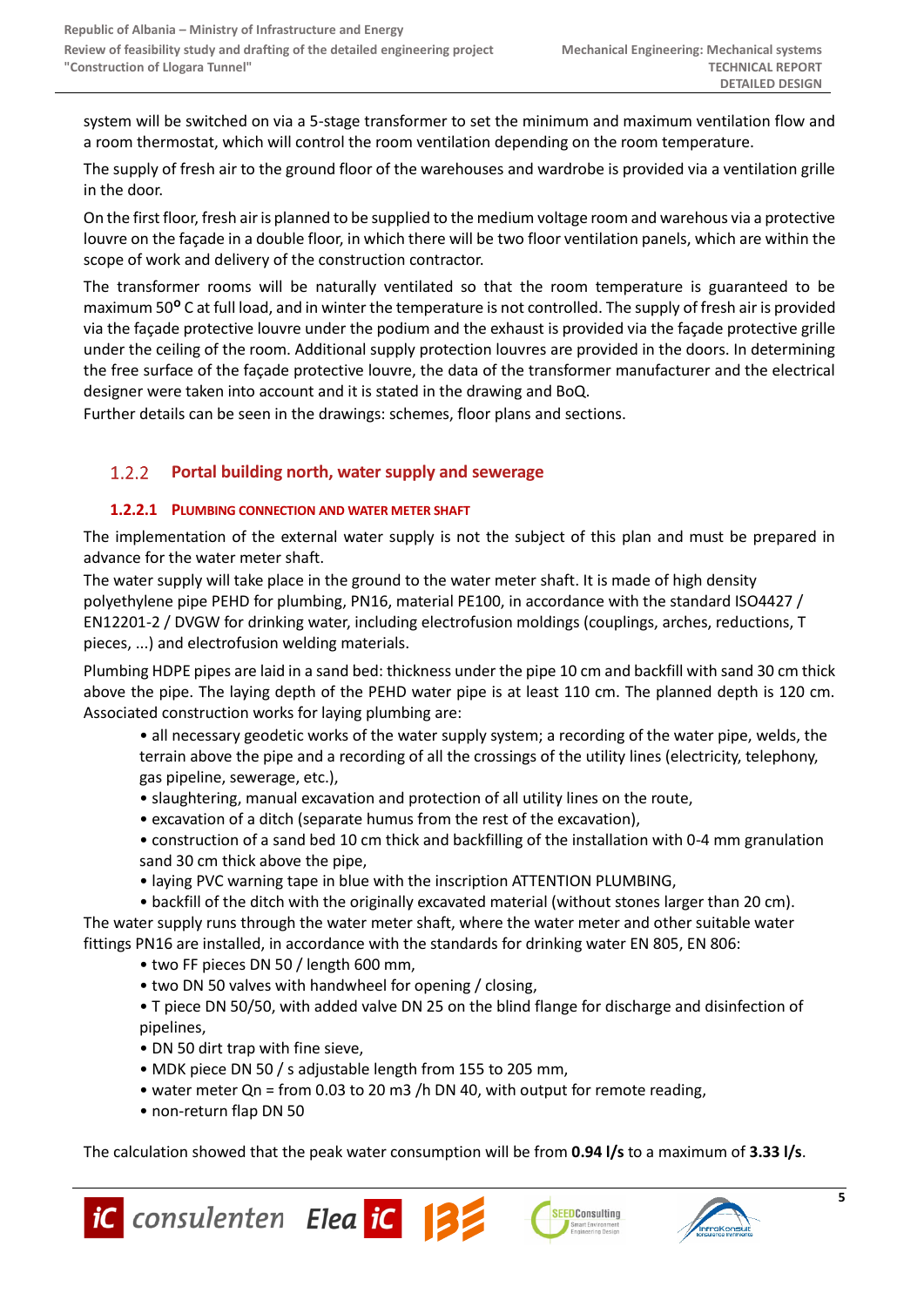system will be switched on via a 5-stage transformer to set the minimum and maximum ventilation flow and a room thermostat, which will control the room ventilation depending on the room temperature.

The supply of fresh air to the ground floor of the warehouses and wardrobe is provided via a ventilation grille in the door.

On the first floor, fresh air is planned to be supplied to the medium voltage room and warehous via a protective louvre on the façade in a double floor, in which there will be two floor ventilation panels, which are within the scope of work and delivery of the construction contractor.

The transformer rooms will be naturally ventilated so that the room temperature is guaranteed to be maximum 50$^{o}$ C at full load, and in winter the temperature is not controlled. The supply of fresh air is provided via the façade protective louvre under the podium and the exhaust is provided via the façade protective grille under the ceiling of the room. Additional supply protection louvres are provided in the doors. In determining the free surface of the façade protective louvre, the data of the transformer manufacturer and the electrical designer were taken into account and it is stated in the drawing and BoQ.

Further details can be seen in the drawings: schemes, floor plans and sections.

## 1.2.2 Portal building north, water supply and sewerage

### 1.2.2.1 Plumbing connection and water meter shaft

The implementation of the external water supply is not the subject of this plan and must be prepared in advance for the water meter shaft.

The water supply will take place in the ground to the water meter shaft. It is made of high density polyethylene pipe PEHD for plumbing, PN16, material PE100, in accordance with the standard ISO4427 / EN12201-2 / DVGW for drinking water, including electrofusion moldings (couplings, arches, reductions, T pieces, ...) and electrofusion welding materials.

Plumbing HDPE pipes are laid in a sand bed: thickness under the pipe 10 cm and backfill with sand 30 cm thick above the pipe. The laying depth of the PEHD water pipe is at least 110 cm. The planned depth is 120 cm. Associated construction works for laying plumbing are:

- all necessary geodetic works of the water supply system; a recording of the water pipe, welds, the terrain above the pipe and a recording of all the crossings of the utility lines (electricity, telephony, gas pipeline, sewerage, etc.),
- slaughtering, manual excavation and protection of all utility lines on the route,
- excavation of a ditch (separate humus from the rest of the excavation),
- construction of a sand bed 10 cm thick and backfilling of the installation with 0-4 mm granulation sand 30 cm thick above the pipe,
- laying PVC warning tape in blue with the inscription ATTENTION PLUMBING,
- backfill of the ditch with the originally excavated material (without stones larger than 20 cm).

The water supply runs through the water meter shaft, where the water meter and other suitable water fittings PN16 are installed, in accordance with the standards for drinking water EN 805, EN 806:

- two FF pieces DN 50 / length 600 mm,
- two DN 50 valves with handwheel for opening / closing,
- T piece DN 50/50, with added valve DN 25 on the blind flange for discharge and disinfection of pipelines,
- DN 50 dirt trap with fine sieve,
- MDK piece DN 50 / s adjustable length from 155 to 205 mm,
- water meter Qn = from 0.03 to 20 m3 /h DN 40, with output for remote reading,
- non-return flap DN 50

The calculation showed that the peak water consumption will be from **0.94 l/s** to a maximum of **3.33 l/s**.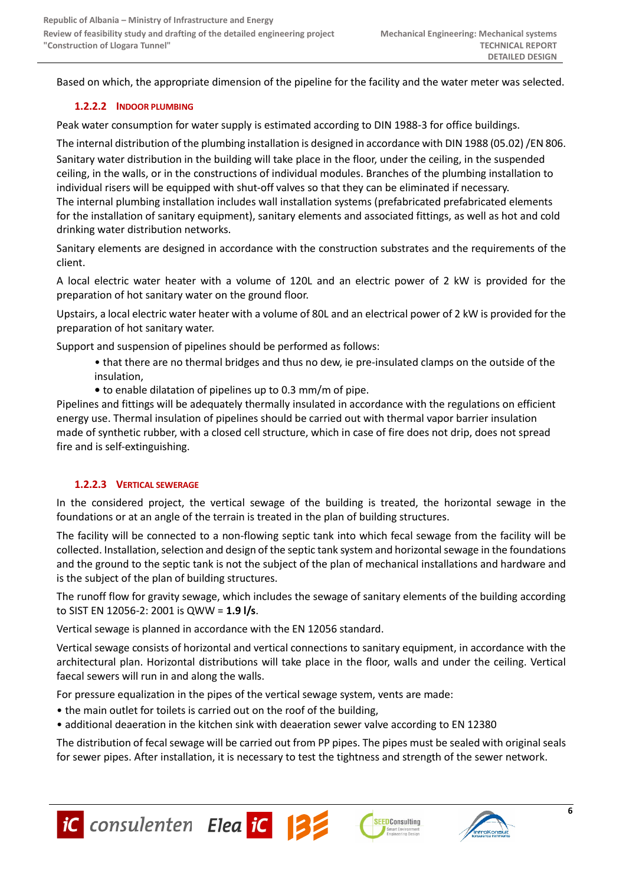Based on which, the appropriate dimension of the pipeline for the facility and the water meter was selected.

#### 1.2.2.2 INDOOR PLUMBING

Peak water consumption for water supply is estimated according to DIN 1988-3 for office buildings.

The internal distribution of the plumbing installation is designed in accordance with DIN 1988 (05.02) /EN 806. Sanitary water distribution in the building will take place in the floor, under the ceiling, in the suspended ceiling, in the walls, or in the constructions of individual modules. Branches of the plumbing installation to individual risers will be equipped with shut-off valves so that they can be eliminated if necessary. The internal plumbing installation includes wall installation systems (prefabricated prefabricated elements for the installation of sanitary equipment), sanitary elements and associated fittings, as well as hot and cold drinking water distribution networks.

Sanitary elements are designed in accordance with the construction substrates and the requirements of the client.

A local electric water heater with a volume of 120L and an electric power of 2 kW is provided for the preparation of hot sanitary water on the ground floor.

Upstairs, a local electric water heater with a volume of 80L and an electrical power of 2 kW is provided for the preparation of hot sanitary water.

Support and suspension of pipelines should be performed as follows:

- that there are no thermal bridges and thus no dew, ie pre-insulated clamps on the outside of the insulation,
- to enable dilatation of pipelines up to 0.3 mm/m of pipe.

Pipelines and fittings will be adequately thermally insulated in accordance with the regulations on efficient energy use. Thermal insulation of pipelines should be carried out with thermal vapor barrier insulation made of synthetic rubber, with a closed cell structure, which in case of fire does not drip, does not spread fire and is self-extinguishing.

#### 1.2.2.3 VERTICAL SEWERAGE

In the considered project, the vertical sewage of the building is treated, the horizontal sewage in the foundations or at an angle of the terrain is treated in the plan of building structures.

The facility will be connected to a non-flowing septic tank into which fecal sewage from the facility will be collected. Installation, selection and design of the septic tank system and horizontal sewage in the foundations and the ground to the septic tank is not the subject of the plan of mechanical installations and hardware and is the subject of the plan of building structures.

The runoff flow for gravity sewage, which includes the sewage of sanitary elements of the building according to SIST EN 12056-2: 2001 is QWW = **1.9 l/s**.

Vertical sewage is planned in accordance with the EN 12056 standard.

Vertical sewage consists of horizontal and vertical connections to sanitary equipment, in accordance with the architectural plan. Horizontal distributions will take place in the floor, walls and under the ceiling. Vertical faecal sewers will run in and along the walls.

For pressure equalization in the pipes of the vertical sewage system, vents are made:

- the main outlet for toilets is carried out on the roof of the building,
- additional deaeration in the kitchen sink with deaeration sewer valve according to EN 12380

The distribution of fecal sewage will be carried out from PP pipes. The pipes must be sealed with original seals for sewer pipes. After installation, it is necessary to test the tightness and strength of the sewer network.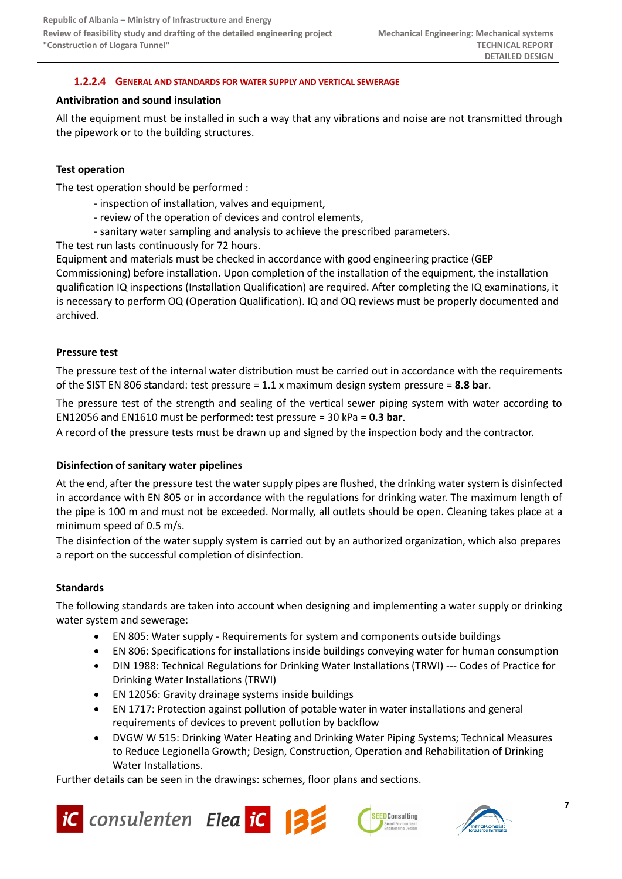#### 1.2.2.4 GENERAL AND STANDARDS FOR WATER SUPPLY AND VERTICAL SEWERAGE

**Antivibration and sound insulation**

All the equipment must be installed in such a way that any vibrations and noise are not transmitted through the pipework or to the building structures.

**Test operation**

The test operation should be performed :

- inspection of installation, valves and equipment,
- review of the operation of devices and control elements,
- sanitary water sampling and analysis to achieve the prescribed parameters.

The test run lasts continuously for 72 hours.
Equipment and materials must be checked in accordance with good engineering practice (GEP Commissioning) before installation. Upon completion of the installation of the equipment, the installation qualification IQ inspections (Installation Qualification) are required. After completing the IQ examinations, it is necessary to perform OQ (Operation Qualification). IQ and OQ reviews must be properly documented and archived.

**Pressure test**

The pressure test of the internal water distribution must be carried out in accordance with the requirements of the SIST EN 806 standard: test pressure = 1.1 x maximum design system pressure = **8.8 bar**.

The pressure test of the strength and sealing of the vertical sewer piping system with water according to EN12056 and EN1610 must be performed: test pressure = 30 kPa = **0.3 bar**.

A record of the pressure tests must be drawn up and signed by the inspection body and the contractor.

**Disinfection of sanitary water pipelines**

At the end, after the pressure test the water supply pipes are flushed, the drinking water system is disinfected in accordance with EN 805 or in accordance with the regulations for drinking water. The maximum length of the pipe is 100 m and must not be exceeded. Normally, all outlets should be open. Cleaning takes place at a minimum speed of 0.5 m/s.

The disinfection of the water supply system is carried out by an authorized organization, which also prepares a report on the successful completion of disinfection.

**Standards**

The following standards are taken into account when designing and implementing a water supply or drinking water system and sewerage:

- EN 805: Water supply - Requirements for system and components outside buildings
- EN 806: Specifications for installations inside buildings conveying water for human consumption
- DIN 1988: Technical Regulations for Drinking Water Installations (TRWI) --- Codes of Practice for Drinking Water Installations (TRWI)
- EN 12056: Gravity drainage systems inside buildings
- EN 1717: Protection against pollution of potable water in water installations and general requirements of devices to prevent pollution by backflow
- DVGW W 515: Drinking Water Heating and Drinking Water Piping Systems; Technical Measures to Reduce Legionella Growth; Design, Construction, Operation and Rehabilitation of Drinking Water Installations.

Further details can be seen in the drawings: schemes, floor plans and sections.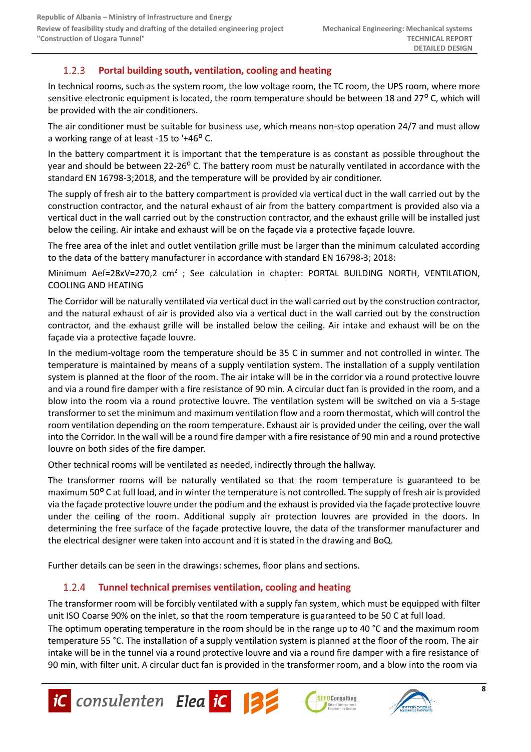### 1.2.3 Portal building south, ventilation, cooling and heating

In technical rooms, such as the system room, the low voltage room, the TC room, the UPS room, where more sensitive electronic equipment is located, the room temperature should be between 18 and 27$^{o}$ C, which will be provided with the air conditioners.

The air conditioner must be suitable for business use, which means non-stop operation 24/7 and must allow a working range of at least -15 to '+46$^{o}$ C.

In the battery compartment it is important that the temperature is as constant as possible throughout the year and should be between 22-26$^{o}$ C. The battery room must be naturally ventilated in accordance with the standard EN 16798-3;2018, and the temperature will be provided by air conditioner.

The supply of fresh air to the battery compartment is provided via vertical duct in the wall carried out by the construction contractor, and the natural exhaust of air from the battery compartment is provided also via a vertical duct in the wall carried out by the construction contractor, and the exhaust grille will be installed just below the ceiling. Air intake and exhaust will be on the façade via a protective façade louvre.

The free area of the inlet and outlet ventilation grille must be larger than the minimum calculated according to the data of the battery manufacturer in accordance with standard EN 16798-3; 2018:

Minimum Aef=28xV=270,2 cm$^2$ ; See calculation in chapter: PORTAL BUILDING NORTH, VENTILATION, COOLING AND HEATING

The Corridor will be naturally ventilated via vertical duct in the wall carried out by the construction contractor, and the natural exhaust of air is provided also via a vertical duct in the wall carried out by the construction contractor, and the exhaust grille will be installed below the ceiling. Air intake and exhaust will be on the façade via a protective façade louvre.

In the medium-voltage room the temperature should be 35 C in summer and not controlled in winter. The temperature is maintained by means of a supply ventilation system. The installation of a supply ventilation system is planned at the floor of the room. The air intake will be in the corridor via a round protective louvre and via a round fire damper with a fire resistance of 90 min. A circular duct fan is provided in the room, and a blow into the room via a round protective louvre. The ventilation system will be switched on via a 5-stage transformer to set the minimum and maximum ventilation flow and a room thermostat, which will control the room ventilation depending on the room temperature. Exhaust air is provided under the ceiling, over the wall into the Corridor. In the wall will be a round fire damper with a fire resistance of 90 min and a round protective louvre on both sides of the fire damper.

Other technical rooms will be ventilated as needed, indirectly through the hallway.

The transformer rooms will be naturally ventilated so that the room temperature is guaranteed to be maximum 50$^{o}$ C at full load, and in winter the temperature is not controlled. The supply of fresh air is provided via the façade protective louvre under the podium and the exhaust is provided via the façade protective louvre under the ceiling of the room. Additional supply air protection louvres are provided in the doors. In determining the free surface of the façade protective louvre, the data of the transformer manufacturer and the electrical designer were taken into account and it is stated in the drawing and BoQ.

Further details can be seen in the drawings: schemes, floor plans and sections.

### 1.2.4 Tunnel technical premises ventilation, cooling and heating

The transformer room will be forcibly ventilated with a supply fan system, which must be equipped with filter unit ISO Coarse 90% on the inlet, so that the room temperature is guaranteed to be 50 C at full load.

The optimum operating temperature in the room should be in the range up to 40 °C and the maximum room temperature 55 °C. The installation of a supply ventilation system is planned at the floor of the room. The air intake will be in the tunnel via a round protective louvre and via a round fire damper with a fire resistance of 90 min, with filter unit. A circular duct fan is provided in the transformer room, and a blow into the room via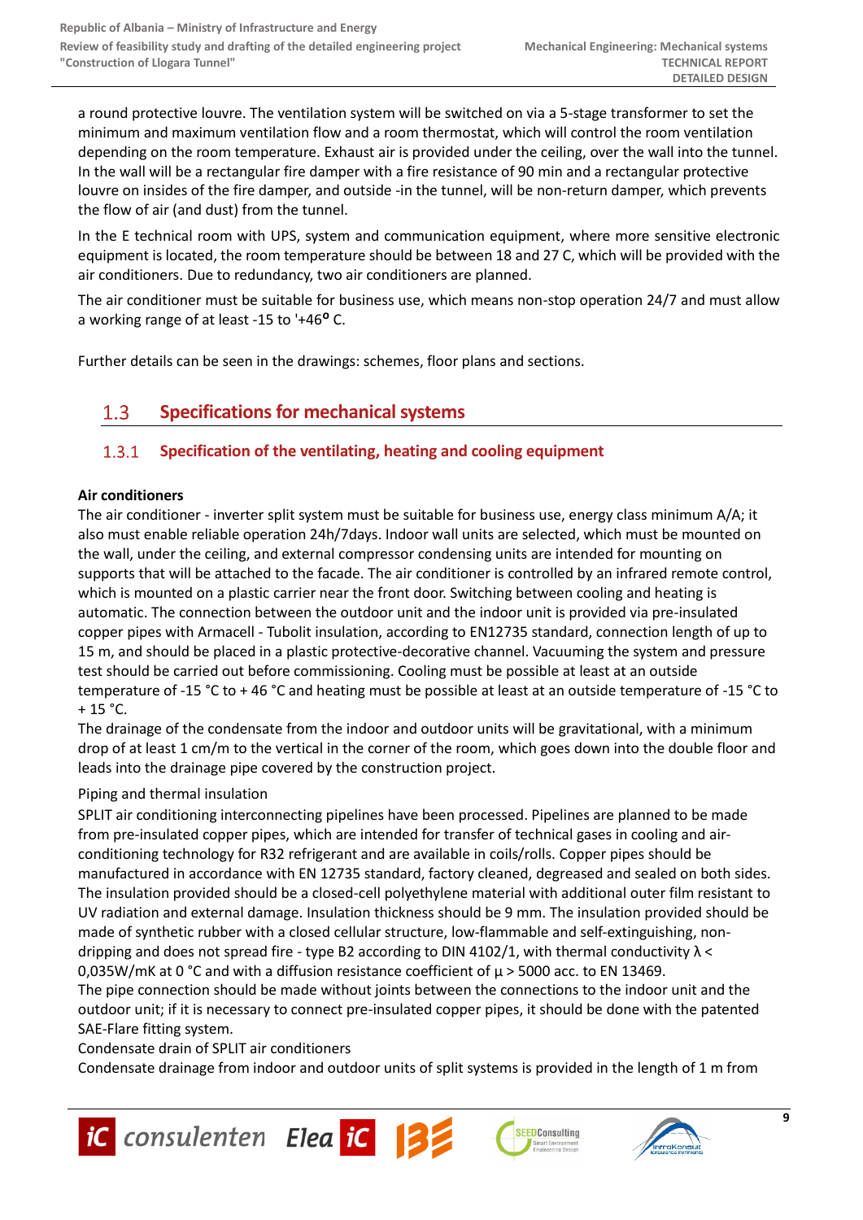a round protective louvre. The ventilation system will be switched on via a 5-stage transformer to set the minimum and maximum ventilation flow and a room thermostat, which will control the room ventilation depending on the room temperature. Exhaust air is provided under the ceiling, over the wall into the tunnel. In the wall will be a rectangular fire damper with a fire resistance of 90 min and a rectangular protective louvre on insides of the fire damper, and outside -in the tunnel, will be non-return damper, which prevents the flow of air (and dust) from the tunnel.

In the E technical room with UPS, system and communication equipment, where more sensitive electronic equipment is located, the room temperature should be between 18 and 27 C, which will be provided with the air conditioners. Due to redundancy, two air conditioners are planned.

The air conditioner must be suitable for business use, which means non-stop operation 24/7 and must allow a working range of at least -15 to '+46$^{o}$ C.

Further details can be seen in the drawings: schemes, floor plans and sections.

## 1.3 Specifications for mechanical systems

### 1.3.1 Specification of the ventilating, heating and cooling equipment

**Air conditioners**

The air conditioner - inverter split system must be suitable for business use, energy class minimum A/A; it also must enable reliable operation 24h/7days. Indoor wall units are selected, which must be mounted on the wall, under the ceiling, and external compressor condensing units are intended for mounting on supports that will be attached to the facade. The air conditioner is controlled by an infrared remote control, which is mounted on a plastic carrier near the front door. Switching between cooling and heating is automatic. The connection between the outdoor unit and the indoor unit is provided via pre-insulated copper pipes with Armacell - Tubolit insulation, according to EN12735 standard, connection length of up to 15 m, and should be placed in a plastic protective-decorative channel. Vacuuming the system and pressure test should be carried out before commissioning. Cooling must be possible at least at an outside temperature of -15 °C to + 46 °C and heating must be possible at least at an outside temperature of -15 °C to + 15 °C.

The drainage of the condensate from the indoor and outdoor units will be gravitational, with a minimum drop of at least 1 cm/m to the vertical in the corner of the room, which goes down into the double floor and leads into the drainage pipe covered by the construction project.

Piping and thermal insulation

SPLIT air conditioning interconnecting pipelines have been processed. Pipelines are planned to be made from pre-insulated copper pipes, which are intended for transfer of technical gases in cooling and air-conditioning technology for R32 refrigerant and are available in coils/rolls. Copper pipes should be manufactured in accordance with EN 12735 standard, factory cleaned, degreased and sealed on both sides. The insulation provided should be a closed-cell polyethylene material with additional outer film resistant to UV radiation and external damage. Insulation thickness should be 9 mm. The insulation provided should be made of synthetic rubber with a closed cellular structure, low-flammable and self-extinguishing, non-dripping and does not spread fire - type B2 according to DIN 4102/1, with thermal conductivity $\lambda <$ 0,035W/mK at 0 °C and with a diffusion resistance coefficient of $\mu > 5000$ acc. to EN 13469.

The pipe connection should be made without joints between the connections to the indoor unit and the outdoor unit; if it is necessary to connect pre-insulated copper pipes, it should be done with the patented SAE-Flare fitting system.

Condensate drain of SPLIT air conditioners

Condensate drainage from indoor and outdoor units of split systems is provided in the length of 1 m from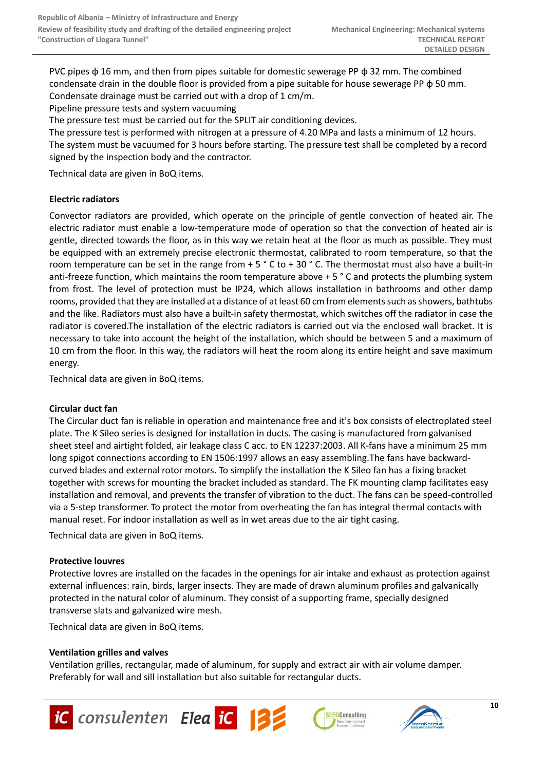PVC pipes ϕ 16 mm, and then from pipes suitable for domestic sewerage PP ϕ 32 mm. The combined condensate drain in the double floor is provided from a pipe suitable for house sewerage PP ϕ 50 mm. Condensate drainage must be carried out with a drop of 1 cm/m.

Pipeline pressure tests and system vacuuming

The pressure test must be carried out for the SPLIT air conditioning devices.

The pressure test is performed with nitrogen at a pressure of 4.20 MPa and lasts a minimum of 12 hours. The system must be vacuumed for 3 hours before starting. The pressure test shall be completed by a record signed by the inspection body and the contractor.

Technical data are given in BoQ items.

**Electric radiators**

Convector radiators are provided, which operate on the principle of gentle convection of heated air. The electric radiator must enable a low-temperature mode of operation so that the convection of heated air is gentle, directed towards the floor, as in this way we retain heat at the floor as much as possible. They must be equipped with an extremely precise electronic thermostat, calibrated to room temperature, so that the room temperature can be set in the range from + 5 ° C to + 30 ° C. The thermostat must also have a built-in anti-freeze function, which maintains the room temperature above + 5 ° C and protects the plumbing system from frost. The level of protection must be IP24, which allows installation in bathrooms and other damp rooms, provided that they are installed at a distance of at least 60 cm from elements such as showers, bathtubs and the like. Radiators must also have a built-in safety thermostat, which switches off the radiator in case the radiator is covered.The installation of the electric radiators is carried out via the enclosed wall bracket. It is necessary to take into account the height of the installation, which should be between 5 and a maximum of 10 cm from the floor. In this way, the radiators will heat the room along its entire height and save maximum energy.

Technical data are given in BoQ items.

**Circular duct fan**

The Circular duct fan is reliable in operation and maintenance free and it's box consists of electroplated steel plate. The K Sileo series is designed for installation in ducts. The casing is manufactured from galvanised sheet steel and airtight folded, air leakage class C acc. to EN 12237:2003. All K-fans have a minimum 25 mm long spigot connections according to EN 1506:1997 allows an easy assembling.The fans have backward-curved blades and external rotor motors. To simplify the installation the K Sileo fan has a fixing bracket together with screws for mounting the bracket included as standard. The FK mounting clamp facilitates easy installation and removal, and prevents the transfer of vibration to the duct. The fans can be speed-controlled via a 5-step transformer. To protect the motor from overheating the fan has integral thermal contacts with manual reset. For indoor installation as well as in wet areas due to the air tight casing.

Technical data are given in BoQ items.

**Protective louvres**

Protective lovres are installed on the facades in the openings for air intake and exhaust as protection against external influences: rain, birds, larger insects. They are made of drawn aluminum profiles and galvanically protected in the natural color of aluminum. They consist of a supporting frame, specially designed transverse slats and galvanized wire mesh.

Technical data are given in BoQ items.

**Ventilation grilles and valves**

Ventilation grilles, rectangular, made of aluminum, for supply and extract air with air volume damper. Preferably for wall and sill installation but also suitable for rectangular ducts.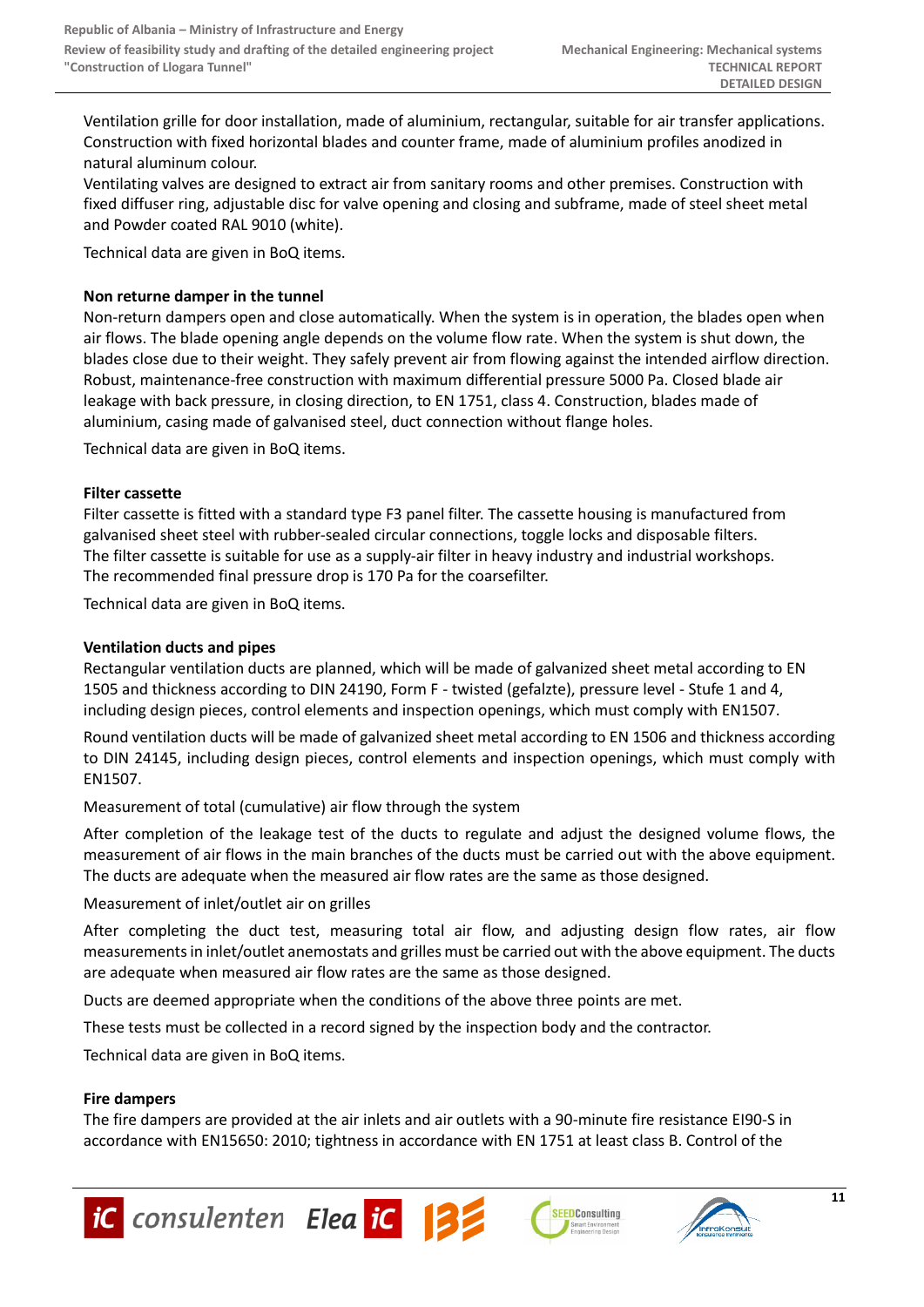Ventilation grille for door installation, made of aluminium, rectangular, suitable for air transfer applications. Construction with fixed horizontal blades and counter frame, made of aluminium profiles anodized in natural aluminum colour.

Ventilating valves are designed to extract air from sanitary rooms and other premises. Construction with fixed diffuser ring, adjustable disc for valve opening and closing and subframe, made of steel sheet metal and Powder coated RAL 9010 (white).

Technical data are given in BoQ items.

**Non returne damper in the tunnel**

Non-return dampers open and close automatically. When the system is in operation, the blades open when air flows. The blade opening angle depends on the volume flow rate. When the system is shut down, the blades close due to their weight. They safely prevent air from flowing against the intended airflow direction. Robust, maintenance-free construction with maximum differential pressure 5000 Pa. Closed blade air leakage with back pressure, in closing direction, to EN 1751, class 4. Construction, blades made of aluminium, casing made of galvanised steel, duct connection without flange holes.

Technical data are given in BoQ items.

**Filter cassette**

Filter cassette is fitted with a standard type F3 panel filter. The cassette housing is manufactured from galvanised sheet steel with rubber-sealed circular connections, toggle locks and disposable filters. The filter cassette is suitable for use as a supply-air filter in heavy industry and industrial workshops. The recommended final pressure drop is 170 Pa for the coarsefilter.

Technical data are given in BoQ items.

**Ventilation ducts and pipes**

Rectangular ventilation ducts are planned, which will be made of galvanized sheet metal according to EN 1505 and thickness according to DIN 24190, Form F - twisted (gefalzte), pressure level - Stufe 1 and 4, including design pieces, control elements and inspection openings, which must comply with EN1507.

Round ventilation ducts will be made of galvanized sheet metal according to EN 1506 and thickness according to DIN 24145, including design pieces, control elements and inspection openings, which must comply with EN1507.

Measurement of total (cumulative) air flow through the system

After completion of the leakage test of the ducts to regulate and adjust the designed volume flows, the measurement of air flows in the main branches of the ducts must be carried out with the above equipment. The ducts are adequate when the measured air flow rates are the same as those designed.

Measurement of inlet/outlet air on grilles

After completing the duct test, measuring total air flow, and adjusting design flow rates, air flow measurements in inlet/outlet anemostats and grilles must be carried out with the above equipment. The ducts are adequate when measured air flow rates are the same as those designed.

Ducts are deemed appropriate when the conditions of the above three points are met.

These tests must be collected in a record signed by the inspection body and the contractor.

Technical data are given in BoQ items.

**Fire dampers**

The fire dampers are provided at the air inlets and air outlets with a 90-minute fire resistance EI90-S in accordance with EN15650: 2010; tightness in accordance with EN 1751 at least class B. Control of the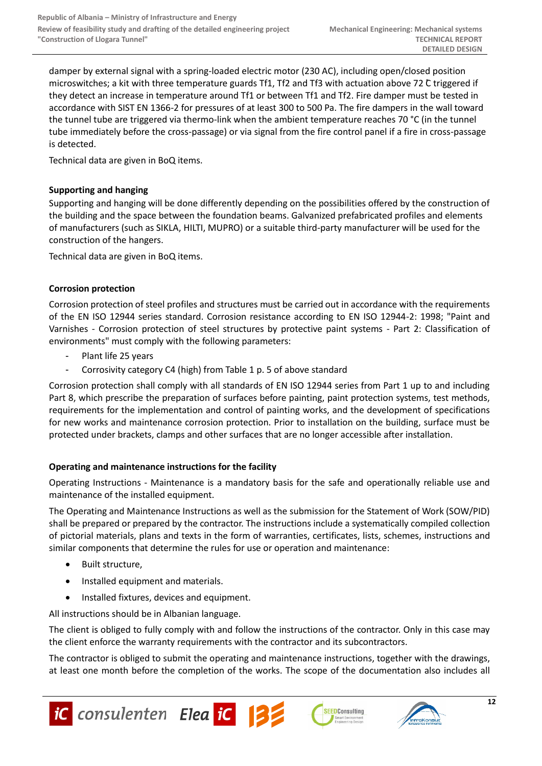damper by external signal with a spring-loaded electric motor (230 AC), including open/closed position microswitches; a kit with three temperature guards Tf1, Tf2 and Tf3 with actuation above 72 ̊C triggered if they detect an increase in temperature around Tf1 or between Tf1 and Tf2. Fire damper must be tested in accordance with SIST EN 1366-2 for pressures of at least 300 to 500 Pa. The fire dampers in the wall toward the tunnel tube are triggered via thermo-link when the ambient temperature reaches 70 °C (in the tunnel tube immediately before the cross-passage) or via signal from the fire control panel if a fire in cross-passage is detected.

Technical data are given in BoQ items.

**Supporting and hanging**

Supporting and hanging will be done differently depending on the possibilities offered by the construction of the building and the space between the foundation beams. Galvanized prefabricated profiles and elements of manufacturers (such as SIKLA, HILTI, MUPRO) or a suitable third-party manufacturer will be used for the construction of the hangers.

Technical data are given in BoQ items.

**Corrosion protection**

Corrosion protection of steel profiles and structures must be carried out in accordance with the requirements of the EN ISO 12944 series standard. Corrosion resistance according to EN ISO 12944-2: 1998; "Paint and Varnishes - Corrosion protection of steel structures by protective paint systems - Part 2: Classification of environments" must comply with the following parameters:

- Plant life 25 years
- Corrosivity category C4 (high) from Table 1 p. 5 of above standard

Corrosion protection shall comply with all standards of EN ISO 12944 series from Part 1 up to and including Part 8, which prescribe the preparation of surfaces before painting, paint protection systems, test methods, requirements for the implementation and control of painting works, and the development of specifications for new works and maintenance corrosion protection. Prior to installation on the building, surface must be protected under brackets, clamps and other surfaces that are no longer accessible after installation.

**Operating and maintenance instructions for the facility**

Operating Instructions - Maintenance is a mandatory basis for the safe and operationally reliable use and maintenance of the installed equipment.

The Operating and Maintenance Instructions as well as the submission for the Statement of Work (SOW/PID) shall be prepared or prepared by the contractor. The instructions include a systematically compiled collection of pictorial materials, plans and texts in the form of warranties, certificates, lists, schemes, instructions and similar components that determine the rules for use or operation and maintenance:

- Built structure,
- Installed equipment and materials.
- Installed fixtures, devices and equipment.

All instructions should be in Albanian language.

The client is obliged to fully comply with and follow the instructions of the contractor. Only in this case may the client enforce the warranty requirements with the contractor and its subcontractors.

The contractor is obliged to submit the operating and maintenance instructions, together with the drawings, at least one month before the completion of the works. The scope of the documentation also includes all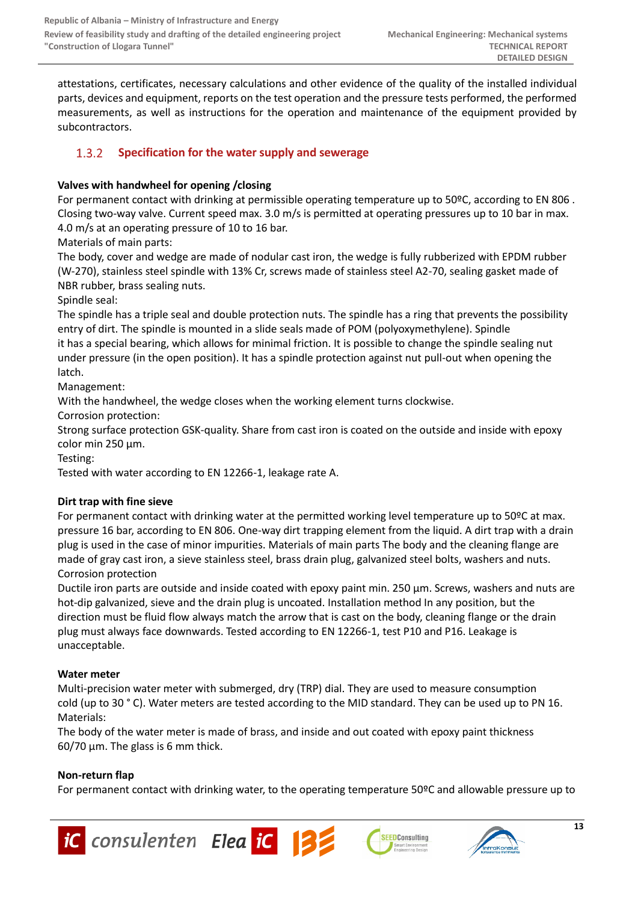attestations, certificates, necessary calculations and other evidence of the quality of the installed individual parts, devices and equipment, reports on the test operation and the pressure tests performed, the performed measurements, as well as instructions for the operation and maintenance of the equipment provided by subcontractors.

### 1.3.2 Specification for the water supply and sewerage

**Valves with handwheel for opening /closing**

For permanent contact with drinking at permissible operating temperature up to 50ºC, according to EN 806 . Closing two-way valve. Current speed max. 3.0 m/s is permitted at operating pressures up to 10 bar in max. 4.0 m/s at an operating pressure of 10 to 16 bar.

Materials of main parts:

The body, cover and wedge are made of nodular cast iron, the wedge is fully rubberized with EPDM rubber (W-270), stainless steel spindle with 13% Cr, screws made of stainless steel A2-70, sealing gasket made of NBR rubber, brass sealing nuts.

Spindle seal:

The spindle has a triple seal and double protection nuts. The spindle has a ring that prevents the possibility entry of dirt. The spindle is mounted in a slide seals made of POM (polyoxymethylene). Spindle it has a special bearing, which allows for minimal friction. It is possible to change the spindle sealing nut under pressure (in the open position). It has a spindle protection against nut pull-out when opening the latch.

Management:

With the handwheel, the wedge closes when the working element turns clockwise.

Corrosion protection:

Strong surface protection GSK-quality. Share from cast iron is coated on the outside and inside with epoxy color min 250 µm.

Testing:

Tested with water according to EN 12266-1, leakage rate A.

**Dirt trap with fine sieve**

For permanent contact with drinking water at the permitted working level temperature up to 50ºC at max. pressure 16 bar, according to EN 806. One-way dirt trapping element from the liquid. A dirt trap with a drain plug is used in the case of minor impurities. Materials of main parts The body and the cleaning flange are made of gray cast iron, a sieve stainless steel, brass drain plug, galvanized steel bolts, washers and nuts. Corrosion protection

Ductile iron parts are outside and inside coated with epoxy paint min. 250 µm. Screws, washers and nuts are hot-dip galvanized, sieve and the drain plug is uncoated. Installation method In any position, but the direction must be fluid flow always match the arrow that is cast on the body, cleaning flange or the drain plug must always face downwards. Tested according to EN 12266-1, test P10 and P16. Leakage is unacceptable.

**Water meter**

Multi-precision water meter with submerged, dry (TRP) dial. They are used to measure consumption cold (up to 30 ° C). Water meters are tested according to the MID standard. They can be used up to PN 16.

Materials:

The body of the water meter is made of brass, and inside and out coated with epoxy paint thickness 60/70 µm. The glass is 6 mm thick.

**Non-return flap**

For permanent contact with drinking water, to the operating temperature 50ºC and allowable pressure up to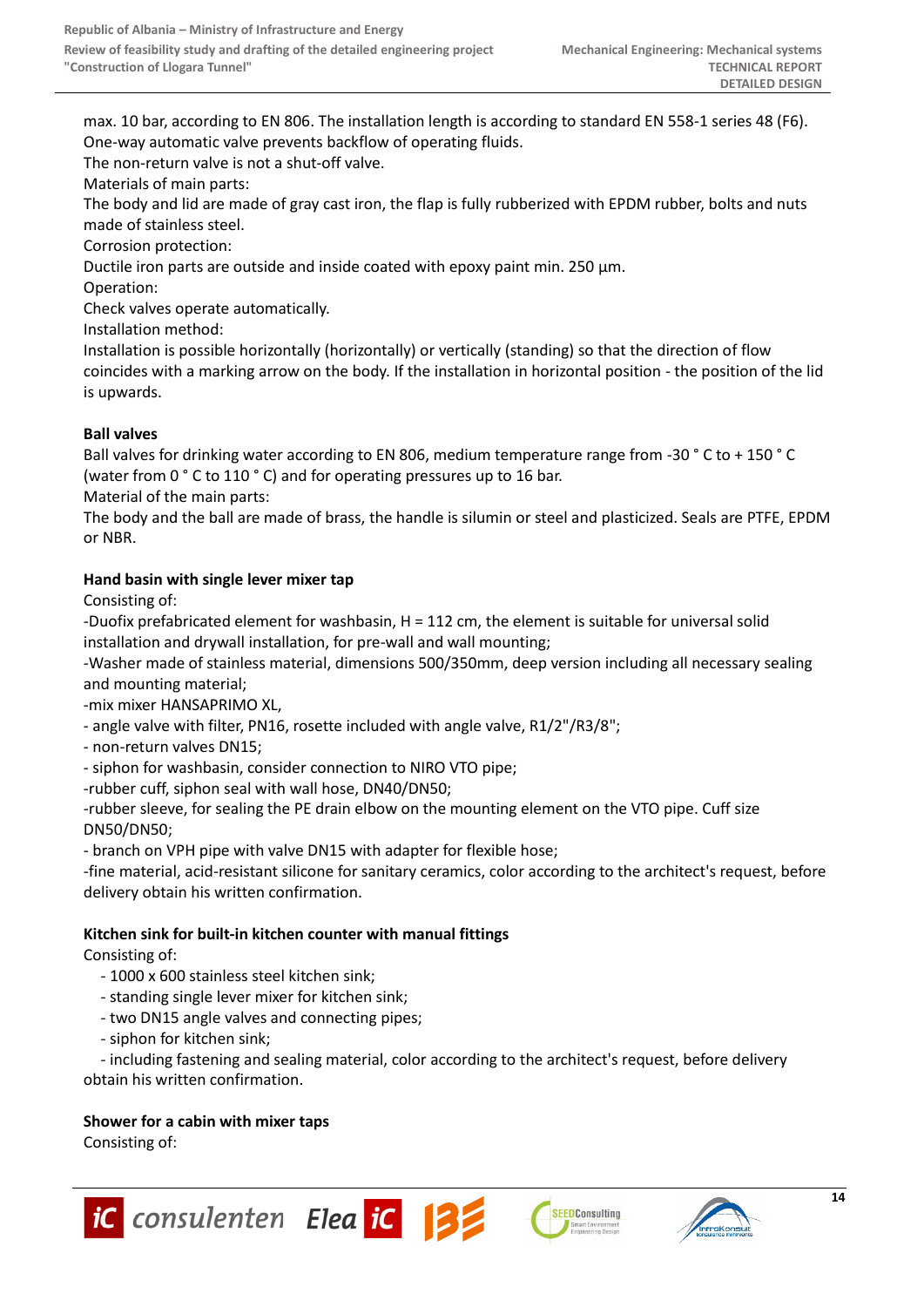max. 10 bar, according to EN 806. The installation length is according to standard EN 558-1 series 48 (F6). One-way automatic valve prevents backflow of operating fluids.
The non-return valve is not a shut-off valve.
Materials of main parts:
The body and lid are made of gray cast iron, the flap is fully rubberized with EPDM rubber, bolts and nuts made of stainless steel.
Corrosion protection:
Ductile iron parts are outside and inside coated with epoxy paint min. 250 µm.
Operation:
Check valves operate automatically.
Installation method:
Installation is possible horizontally (horizontally) or vertically (standing) so that the direction of flow coincides with a marking arrow on the body. If the installation in horizontal position - the position of the lid is upwards.

**Ball valves**

Ball valves for drinking water according to EN 806, medium temperature range from -30 ° C to + 150 ° C (water from 0 ° C to 110 ° C) and for operating pressures up to 16 bar.
Material of the main parts:
The body and the ball are made of brass, the handle is silumin or steel and plasticized. Seals are PTFE, EPDM or NBR.

**Hand basin with single lever mixer tap**

Consisting of:
-Duofix prefabricated element for washbasin, H = 112 cm, the element is suitable for universal solid installation and drywall installation, for pre-wall and wall mounting;
-Washer made of stainless material, dimensions 500/350mm, deep version including all necessary sealing and mounting material;
-mix mixer HANSAPRIMO XL,
- angle valve with filter, PN16, rosette included with angle valve, R1/2"/R3/8";
- non-return valves DN15;
- siphon for washbasin, consider connection to NIRO VTO pipe;
-rubber cuff, siphon seal with wall hose, DN40/DN50;
-rubber sleeve, for sealing the PE drain elbow on the mounting element on the VTO pipe. Cuff size DN50/DN50;
- branch on VPH pipe with valve DN15 with adapter for flexible hose;
-fine material, acid-resistant silicone for sanitary ceramics, color according to the architect's request, before delivery obtain his written confirmation.

**Kitchen sink for built-in kitchen counter with manual fittings**

Consisting of:
- 1000 x 600 stainless steel kitchen sink;
- standing single lever mixer for kitchen sink;
- two DN15 angle valves and connecting pipes;
- siphon for kitchen sink;
- including fastening and sealing material, color according to the architect's request, before delivery obtain his written confirmation.

**Shower for a cabin with mixer taps**

Consisting of: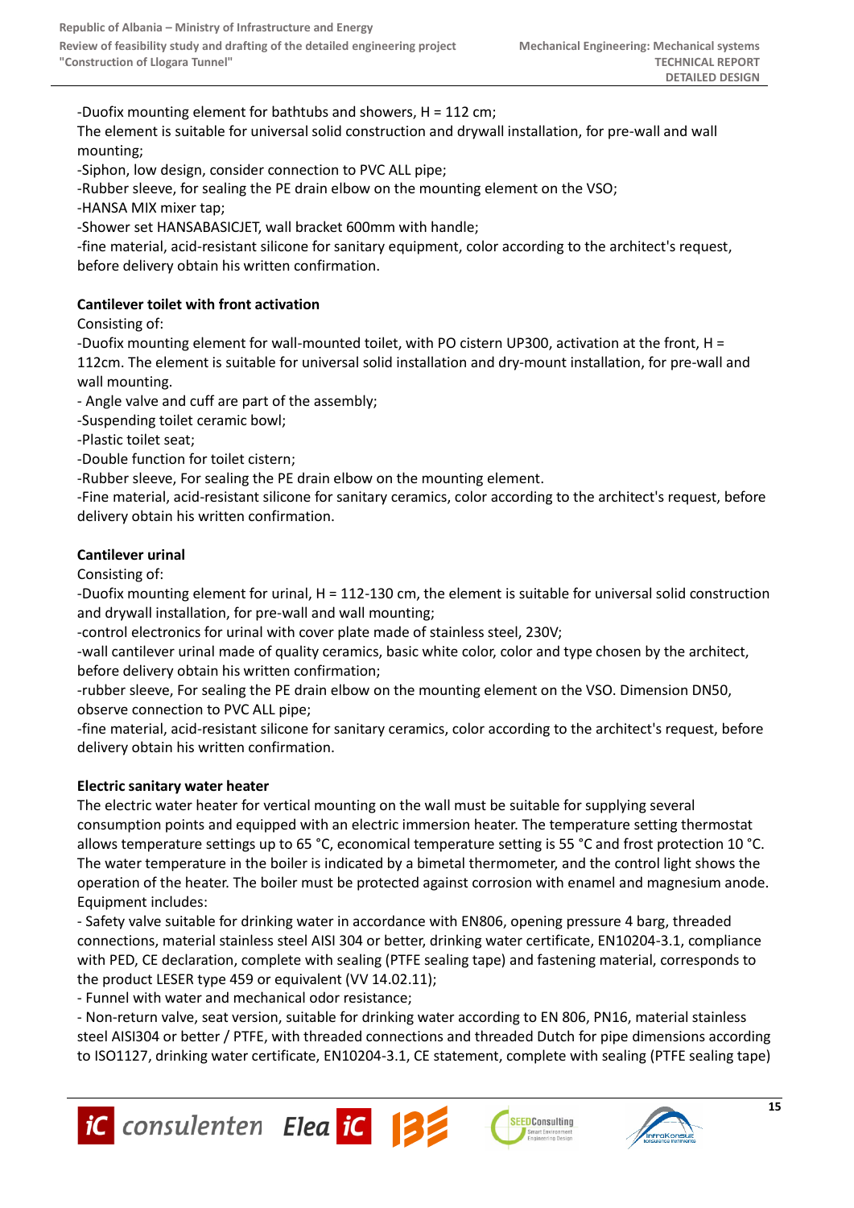-Duofix mounting element for bathtubs and showers, H = 112 cm;
The element is suitable for universal solid construction and drywall installation, for pre-wall and wall mounting;
-Siphon, low design, consider connection to PVC ALL pipe;
-Rubber sleeve, for sealing the PE drain elbow on the mounting element on the VSO;
-HANSA MIX mixer tap;
-Shower set HANSABASICJET, wall bracket 600mm with handle;
-fine material, acid-resistant silicone for sanitary equipment, color according to the architect's request, before delivery obtain his written confirmation.

**Cantilever toilet with front activation**

Consisting of:
-Duofix mounting element for wall-mounted toilet, with PO cistern UP300, activation at the front, H = 112cm. The element is suitable for universal solid installation and dry-mount installation, for pre-wall and wall mounting.
- Angle valve and cuff are part of the assembly;
-Suspending toilet ceramic bowl;
-Plastic toilet seat;
-Double function for toilet cistern;
-Rubber sleeve, For sealing the PE drain elbow on the mounting element.
-Fine material, acid-resistant silicone for sanitary ceramics, color according to the architect's request, before delivery obtain his written confirmation.

**Cantilever urinal**

Consisting of:
-Duofix mounting element for urinal, H = 112-130 cm, the element is suitable for universal solid construction and drywall installation, for pre-wall and wall mounting;
-control electronics for urinal with cover plate made of stainless steel, 230V;
-wall cantilever urinal made of quality ceramics, basic white color, color and type chosen by the architect, before delivery obtain his written confirmation;
-rubber sleeve, For sealing the PE drain elbow on the mounting element on the VSO. Dimension DN50, observe connection to PVC ALL pipe;
-fine material, acid-resistant silicone for sanitary ceramics, color according to the architect's request, before delivery obtain his written confirmation.

**Electric sanitary water heater**

The electric water heater for vertical mounting on the wall must be suitable for supplying several consumption points and equipped with an electric immersion heater. The temperature setting thermostat allows temperature settings up to 65 °C, economical temperature setting is 55 °C and frost protection 10 °C. The water temperature in the boiler is indicated by a bimetal thermometer, and the control light shows the operation of the heater. The boiler must be protected against corrosion with enamel and magnesium anode. Equipment includes:
- Safety valve suitable for drinking water in accordance with EN806, opening pressure 4 barg, threaded connections, material stainless steel AISI 304 or better, drinking water certificate, EN10204-3.1, compliance with PED, CE declaration, complete with sealing (PTFE sealing tape) and fastening material, corresponds to the product LESER type 459 or equivalent (VV 14.02.11);
- Funnel with water and mechanical odor resistance;
- Non-return valve, seat version, suitable for drinking water according to EN 806, PN16, material stainless steel AISI304 or better / PTFE, with threaded connections and threaded Dutch for pipe dimensions according to ISO1127, drinking water certificate, EN10204-3.1, CE statement, complete with sealing (PTFE sealing tape)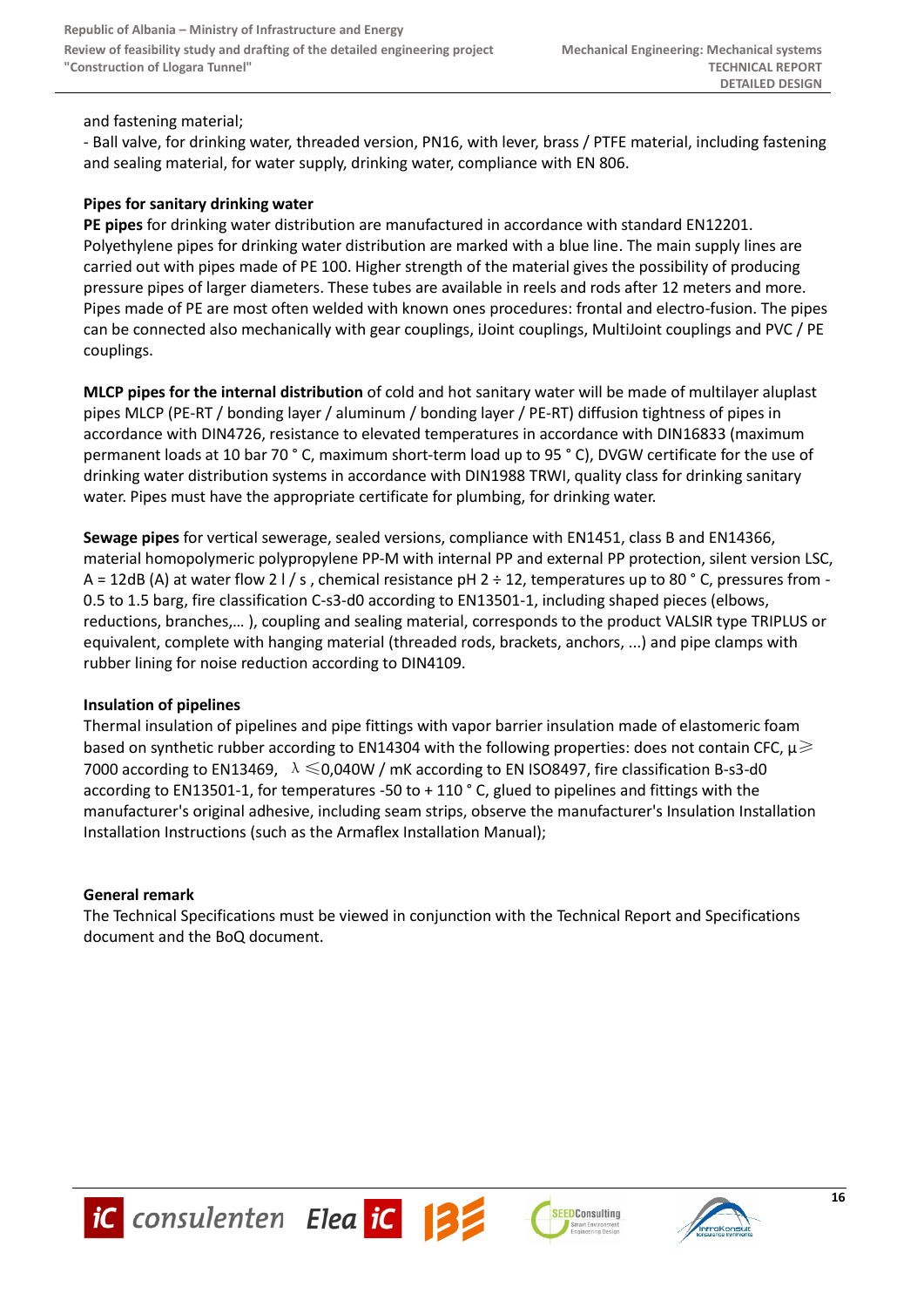and fastening material;

- Ball valve, for drinking water, threaded version, PN16, with lever, brass / PTFE material, including fastening and sealing material, for water supply, drinking water, compliance with EN 806.

**Pipes for sanitary drinking water**

**PE pipes** for drinking water distribution are manufactured in accordance with standard EN12201. Polyethylene pipes for drinking water distribution are marked with a blue line. The main supply lines are carried out with pipes made of PE 100. Higher strength of the material gives the possibility of producing pressure pipes of larger diameters. These tubes are available in reels and rods after 12 meters and more. Pipes made of PE are most often welded with known ones procedures: frontal and electro-fusion. The pipes can be connected also mechanically with gear couplings, iJoint couplings, MultiJoint couplings and PVC / PE couplings.

**MLCP pipes for the internal distribution** of cold and hot sanitary water will be made of multilayer aluplast pipes MLCP (PE-RT / bonding layer / aluminum / bonding layer / PE-RT) diffusion tightness of pipes in accordance with DIN4726, resistance to elevated temperatures in accordance with DIN16833 (maximum permanent loads at 10 bar 70 ° C, maximum short-term load up to 95 ° C), DVGW certificate for the use of drinking water distribution systems in accordance with DIN1988 TRWI, quality class for drinking sanitary water. Pipes must have the appropriate certificate for plumbing, for drinking water.

**Sewage pipes** for vertical sewerage, sealed versions, compliance with EN1451, class B and EN14366, material homopolymeric polypropylene PP-M with internal PP and external PP protection, silent version LSC, A = 12dB (A) at water flow 2 l / s , chemical resistance pH 2 ÷ 12, temperatures up to 80 ° C, pressures from -0.5 to 1.5 barg, fire classification C-s3-d0 according to EN13501-1, including shaped pieces (elbows, reductions, branches,… ), coupling and sealing material, corresponds to the product VALSIR type TRIPLUS or equivalent, complete with hanging material (threaded rods, brackets, anchors, ...) and pipe clamps with rubber lining for noise reduction according to DIN4109.

**Insulation of pipelines**

Thermal insulation of pipelines and pipe fittings with vapor barrier insulation made of elastomeric foam based on synthetic rubber according to EN14304 with the following properties: does not contain CFC, $\mu \geq 7000$ according to EN13469, $\lambda \leq 0{,}040$W / mK according to EN ISO8497, fire classification B-s3-d0 according to EN13501-1, for temperatures -50 to + 110 ° C, glued to pipelines and fittings with the manufacturer's original adhesive, including seam strips, observe the manufacturer's Insulation Installation Installation Instructions (such as the Armaflex Installation Manual);

**General remark**

The Technical Specifications must be viewed in conjunction with the Technical Report and Specifications document and the BoQ document.